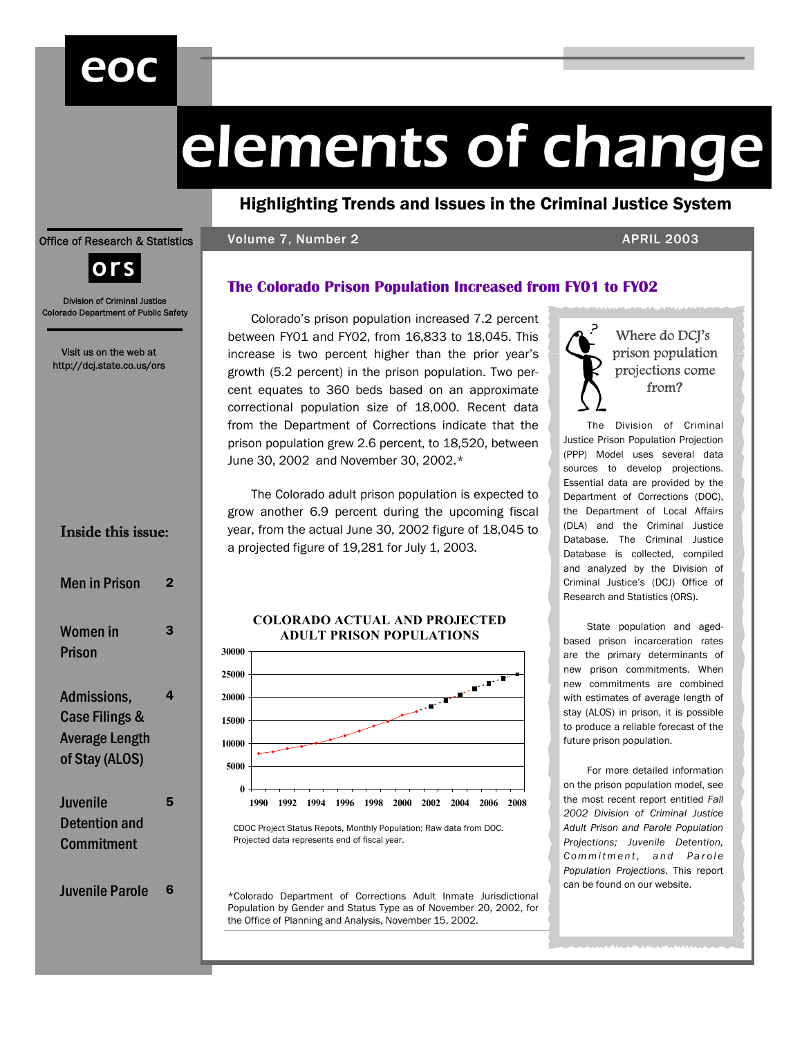# elements of change

**Highlighting Trends and Issues in the Criminal Justice System**

Office of Research & Statistics

ors

Division of Criminal Justice
Colorado Department of Public Safety

Visit us on the web at
http://dcj.state.co.us/ors

Volume 7, Number 2 — APRIL 2003

## The Colorado Prison Population Increased from FY01 to FY02

Colorado's prison population increased 7.2 percent between FY01 and FY02, from 16,833 to 18,045. This increase is two percent higher than the prior year's growth (5.2 percent) in the prison population. Two percent equates to 360 beds based on an approximate correctional population size of 18,000. Recent data from the Department of Corrections indicate that the prison population grew 2.6 percent, to 18,520, between June 30, 2002 and November 30, 2002.*

The Colorado adult prison population is expected to grow another 6.9 percent during the upcoming fiscal year, from the actual June 30, 2002 figure of 18,045 to a projected figure of 19,281 for July 1, 2003.

**COLORADO ACTUAL AND PROJECTED ADULT PRISON POPULATIONS**

CDOC Project Status Repots, Monthly Population; Raw data from DOC. Projected data represents end of fiscal year.

*Colorado Department of Corrections Adult Inmate Jurisdictional Population by Gender and Status Type as of November 20, 2002, for the Office of Planning and Analysis, November 15, 2002.

### Where do DCJ's prison population projections come from?

The Division of Criminal Justice Prison Population Projection (PPP) Model uses several data sources to develop projections. Essential data are provided by the Department of Corrections (DOC), the Department of Local Affairs (DLA) and the Criminal Justice Database. The Criminal Justice Database is collected, compiled and analyzed by the Division of Criminal Justice's (DCJ) Office of Research and Statistics (ORS).

State population and aged-based prison incarceration rates are the primary determinants of new prison commitments. When new commitments are combined with estimates of average length of stay (ALOS) in prison, it is possible to produce a reliable forecast of the future prison population.

For more detailed information on the prison population model, see the most recent report entitled *Fall 2002 Division of Criminal Justice Adult Prison and Parole Population Projections; Juvenile Detention, Commitment, and Parole Population Projections*. This report can be found on our website.

### Inside this issue:

| | |
|---|---|
| Men in Prison | 2 |
| Women in Prison | 3 |
| Admissions, Case Filings & Average Length of Stay (ALOS) | 4 |
| Juvenile Detention and Commitment | 5 |
| Juvenile Parole | 6 |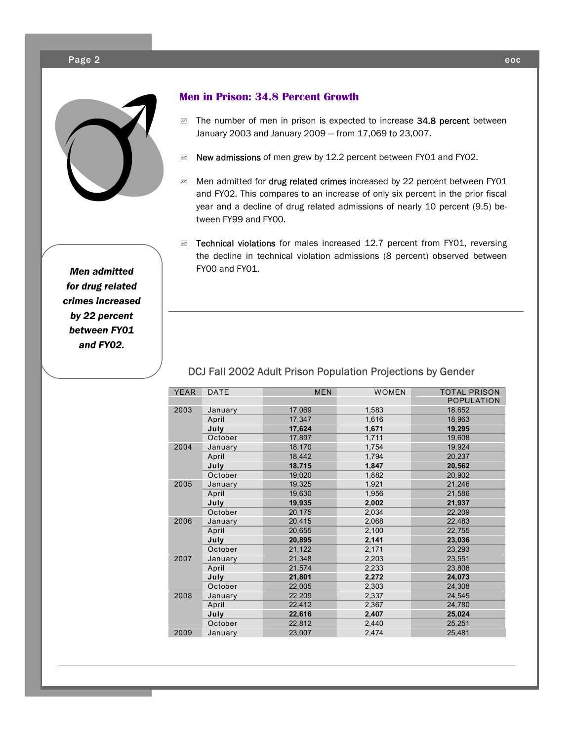## Men in Prison: 34.8 Percent Growth

- The number of men in prison is expected to increase **34.8 percent** between January 2003 and January 2009 — from 17,069 to 23,007.
- **New admissions** of men grew by 12.2 percent between FY01 and FY02.
- Men admitted for **drug related crimes** increased by 22 percent between FY01 and FY02. This compares to an increase of only six percent in the prior fiscal year and a decline of drug related admissions of nearly 10 percent (9.5) between FY99 and FY00.
- **Technical violations** for males increased 12.7 percent from FY01, reversing the decline in technical violation admissions (8 percent) observed between FY00 and FY01.

***Men admitted for drug related crimes increased by 22 percent between FY01 and FY02.***

DCJ Fall 2002 Adult Prison Population Projections by Gender

| YEAR | DATE | MEN | WOMEN | TOTAL PRISON POPULATION |
|---|---|---|---|---|
| 2003 | January | 17,069 | 1,583 | 18,652 |
| | April | 17,347 | 1,616 | 18,963 |
| | **July** | **17,624** | **1,671** | **19,295** |
| | October | 17,897 | 1,711 | 19,608 |
| 2004 | January | 18,170 | 1,754 | 19,924 |
| | April | 18,442 | 1,794 | 20,237 |
| | **July** | **18,715** | **1,847** | **20,562** |
| | October | 19,020 | 1,882 | 20,902 |
| 2005 | January | 19,325 | 1,921 | 21,246 |
| | April | 19,630 | 1,956 | 21,586 |
| | **July** | **19,935** | **2,002** | **21,937** |
| | October | 20,175 | 2,034 | 22,209 |
| 2006 | January | 20,415 | 2,068 | 22,483 |
| | April | 20,655 | 2,100 | 22,755 |
| | **July** | **20,895** | **2,141** | **23,036** |
| | October | 21,122 | 2,171 | 23,293 |
| 2007 | January | 21,348 | 2,203 | 23,551 |
| | April | 21,574 | 2,233 | 23,808 |
| | **July** | **21,801** | **2,272** | **24,073** |
| | October | 22,005 | 2,303 | 24,308 |
| 2008 | January | 22,209 | 2,337 | 24,545 |
| | April | 22,412 | 2,367 | 24,780 |
| | **July** | **22,616** | **2,407** | **25,024** |
| | October | 22,812 | 2,440 | 25,251 |
| 2009 | January | 23,007 | 2,474 | 25,481 |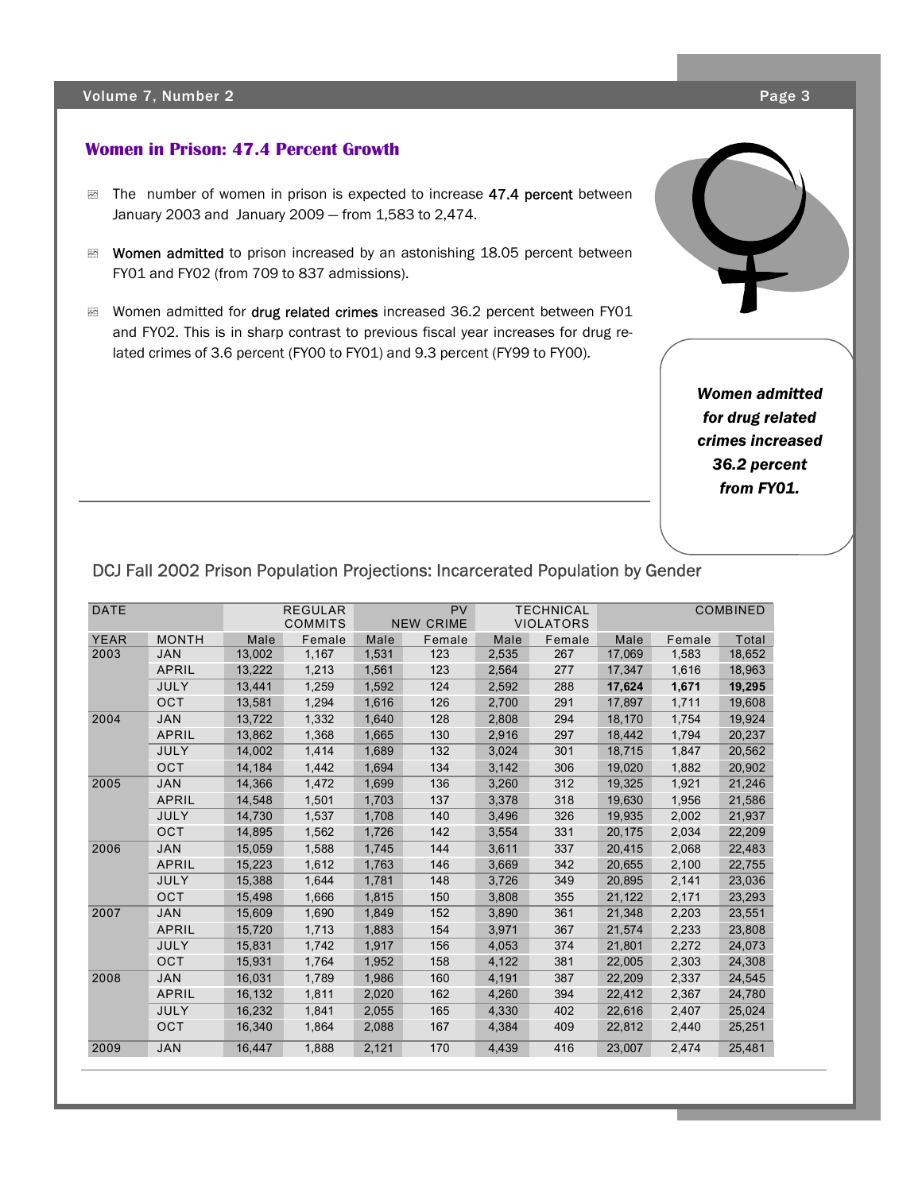## Women in Prison: 47.4 Percent Growth

- The number of women in prison is expected to increase **47.4 percent** between January 2003 and January 2009 — from 1,583 to 2,474.
- **Women admitted** to prison increased by an astonishing 18.05 percent between FY01 and FY02 (from 709 to 837 admissions).
- Women admitted for **drug related crimes** increased 36.2 percent between FY01 and FY02. This is in sharp contrast to previous fiscal year increases for drug related crimes of 3.6 percent (FY00 to FY01) and 9.3 percent (FY99 to FY00).

***Women admitted for drug related crimes increased 36.2 percent from FY01.***

DCJ Fall 2002 Prison Population Projections: Incarcerated Population by Gender

| DATE | | REGULAR COMMITS | | PV NEW CRIME | | TECHNICAL VIOLATORS | | COMBINED | | |
|---|---|---|---|---|---|---|---|---|---|---|
| YEAR | MONTH | Male | Female | Male | Female | Male | Female | Male | Female | Total |
| 2003 | JAN | 13,002 | 1,167 | 1,531 | 123 | 2,535 | 267 | 17,069 | 1,583 | 18,652 |
| | APRIL | 13,222 | 1,213 | 1,561 | 123 | 2,564 | 277 | 17,347 | 1,616 | 18,963 |
| | JULY | 13,441 | 1,259 | 1,592 | 124 | 2,592 | 288 | **17,624** | **1,671** | **19,295** |
| | OCT | 13,581 | 1,294 | 1,616 | 126 | 2,700 | 291 | 17,897 | 1,711 | 19,608 |
| 2004 | JAN | 13,722 | 1,332 | 1,640 | 128 | 2,808 | 294 | 18,170 | 1,754 | 19,924 |
| | APRIL | 13,862 | 1,368 | 1,665 | 130 | 2,916 | 297 | 18,442 | 1,794 | 20,237 |
| | JULY | 14,002 | 1,414 | 1,689 | 132 | 3,024 | 301 | 18,715 | 1,847 | 20,562 |
| | OCT | 14,184 | 1,442 | 1,694 | 134 | 3,142 | 306 | 19,020 | 1,882 | 20,902 |
| 2005 | JAN | 14,366 | 1,472 | 1,699 | 136 | 3,260 | 312 | 19,325 | 1,921 | 21,246 |
| | APRIL | 14,548 | 1,501 | 1,703 | 137 | 3,378 | 318 | 19,630 | 1,956 | 21,586 |
| | JULY | 14,730 | 1,537 | 1,708 | 140 | 3,496 | 326 | 19,935 | 2,002 | 21,937 |
| | OCT | 14,895 | 1,562 | 1,726 | 142 | 3,554 | 331 | 20,175 | 2,034 | 22,209 |
| 2006 | JAN | 15,059 | 1,588 | 1,745 | 144 | 3,611 | 337 | 20,415 | 2,068 | 22,483 |
| | APRIL | 15,223 | 1,612 | 1,763 | 146 | 3,669 | 342 | 20,655 | 2,100 | 22,755 |
| | JULY | 15,388 | 1,644 | 1,781 | 148 | 3,726 | 349 | 20,895 | 2,141 | 23,036 |
| | OCT | 15,498 | 1,666 | 1,815 | 150 | 3,808 | 355 | 21,122 | 2,171 | 23,293 |
| 2007 | JAN | 15,609 | 1,690 | 1,849 | 152 | 3,890 | 361 | 21,348 | 2,203 | 23,551 |
| | APRIL | 15,720 | 1,713 | 1,883 | 154 | 3,971 | 367 | 21,574 | 2,233 | 23,808 |
| | JULY | 15,831 | 1,742 | 1,917 | 156 | 4,053 | 374 | 21,801 | 2,272 | 24,073 |
| | OCT | 15,931 | 1,764 | 1,952 | 158 | 4,122 | 381 | 22,005 | 2,303 | 24,308 |
| 2008 | JAN | 16,031 | 1,789 | 1,986 | 160 | 4,191 | 387 | 22,209 | 2,337 | 24,545 |
| | APRIL | 16,132 | 1,811 | 2,020 | 162 | 4,260 | 394 | 22,412 | 2,367 | 24,780 |
| | JULY | 16,232 | 1,841 | 2,055 | 165 | 4,330 | 402 | 22,616 | 2,407 | 25,024 |
| | OCT | 16,340 | 1,864 | 2,088 | 167 | 4,384 | 409 | 22,812 | 2,440 | 25,251 |
| 2009 | JAN | 16,447 | 1,888 | 2,121 | 170 | 4,439 | 416 | 23,007 | 2,474 | 25,481 |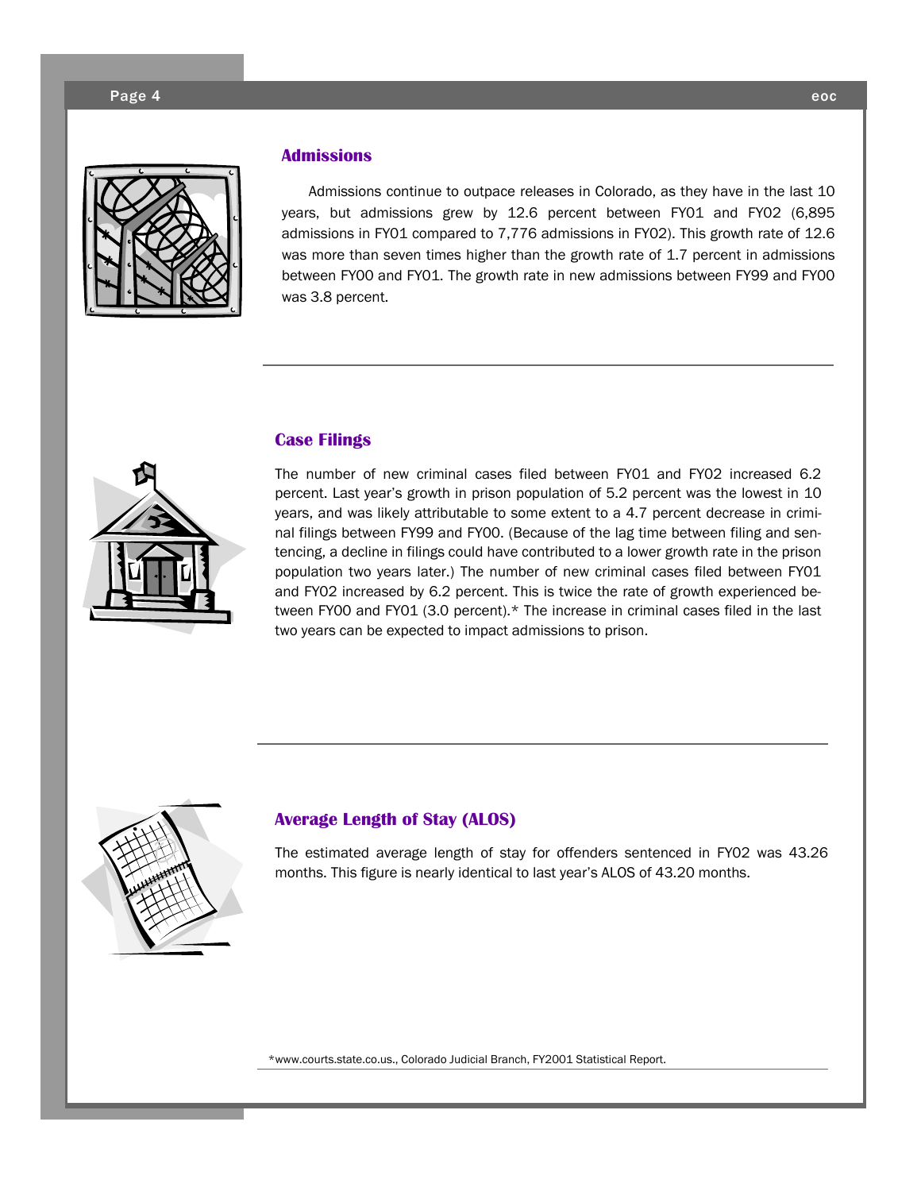## Admissions

Admissions continue to outpace releases in Colorado, as they have in the last 10 years, but admissions grew by 12.6 percent between FY01 and FY02 (6,895 admissions in FY01 compared to 7,776 admissions in FY02). This growth rate of 12.6 was more than seven times higher than the growth rate of 1.7 percent in admissions between FY00 and FY01. The growth rate in new admissions between FY99 and FY00 was 3.8 percent.

---

## Case Filings

The number of new criminal cases filed between FY01 and FY02 increased 6.2 percent. Last year's growth in prison population of 5.2 percent was the lowest in 10 years, and was likely attributable to some extent to a 4.7 percent decrease in criminal filings between FY99 and FY00. (Because of the lag time between filing and sentencing, a decline in filings could have contributed to a lower growth rate in the prison population two years later.) The number of new criminal cases filed between FY01 and FY02 increased by 6.2 percent. This is twice the rate of growth experienced between FY00 and FY01 (3.0 percent).* The increase in criminal cases filed in the last two years can be expected to impact admissions to prison.

---

## Average Length of Stay (ALOS)

The estimated average length of stay for offenders sentenced in FY02 was 43.26 months. This figure is nearly identical to last year's ALOS of 43.20 months.

*www.courts.state.co.us., Colorado Judicial Branch, FY2001 Statistical Report.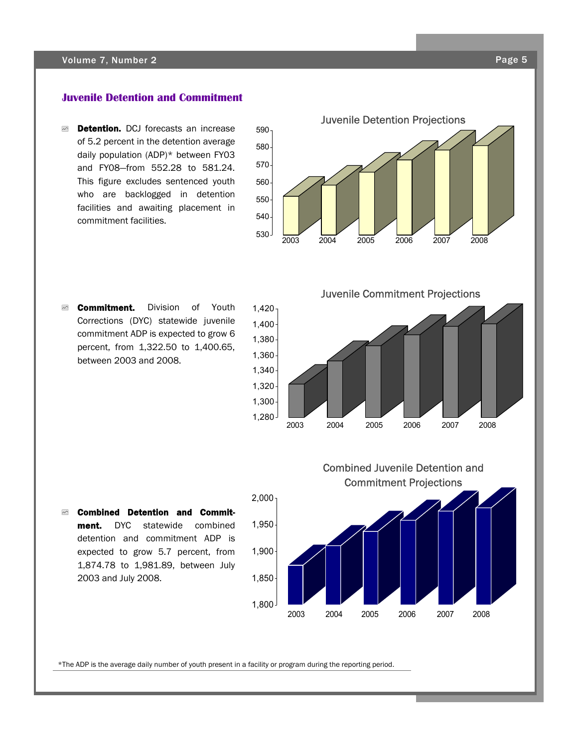## Juvenile Detention and Commitment

- **Detention.** DCJ forecasts an increase of 5.2 percent in the detention average daily population (ADP)* between FY03 and FY08—from 552.28 to 581.24. This figure excludes sentenced youth who are backlogged in detention facilities and awaiting placement in commitment facilities.

Juvenile Detention Projections

- **Commitment.** Division of Youth Corrections (DYC) statewide juvenile commitment ADP is expected to grow 6 percent, from 1,322.50 to 1,400.65, between 2003 and 2008.

Juvenile Commitment Projections

- **Combined Detention and Commitment.** DYC statewide combined detention and commitment ADP is expected to grow 5.7 percent, from 1,874.78 to 1,981.89, between July 2003 and July 2008.

Combined Juvenile Detention and Commitment Projections

*The ADP is the average daily number of youth present in a facility or program during the reporting period.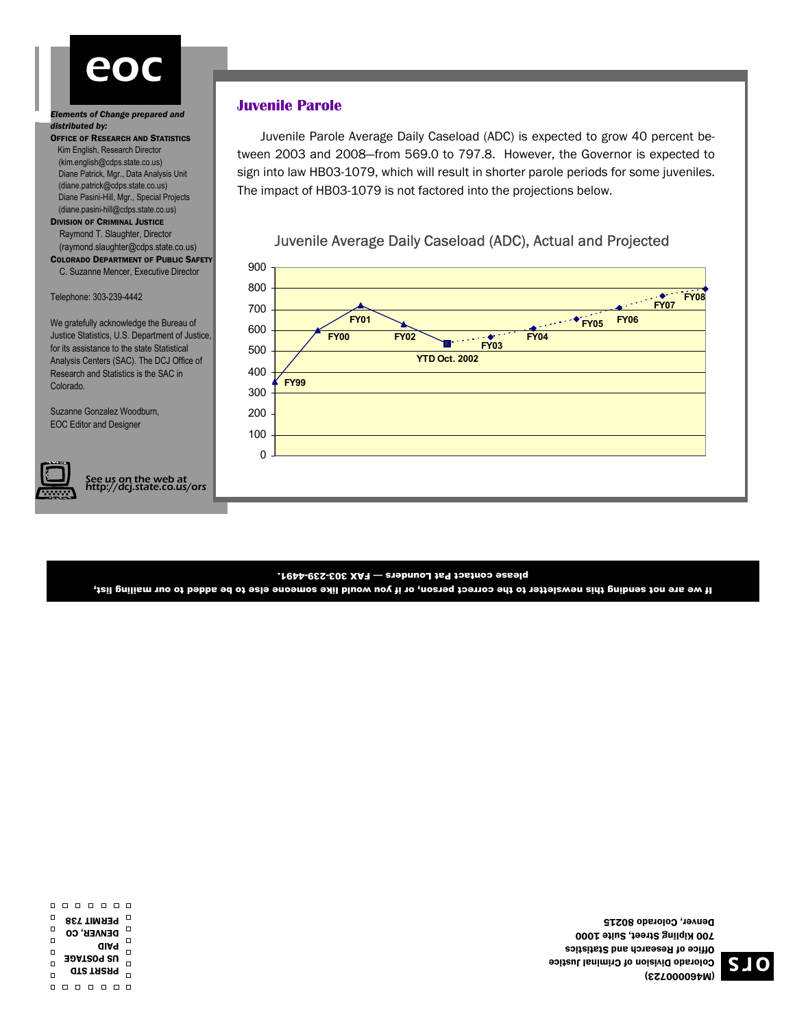# eoc

*Elements of Change prepared and distributed by:*

**Office of Research and Statistics**
Kim English, Research Director
(kim.english@cdps.state.co.us)
Diane Patrick, Mgr., Data Analysis Unit
(diane.patrick@cdps.state.co.us)
Diane Pasini-Hill, Mgr., Special Projects
(diane.pasini-hill@cdps.state.co.us)

**Division of Criminal Justice**
Raymond T. Slaughter, Director
(raymond.slaughter@cdps.state.co.us)

**Colorado Department of Public Safety**
C. Suzanne Mencer, Executive Director

Telephone: 303-239-4442

We gratefully acknowledge the Bureau of Justice Statistics, U.S. Department of Justice, for its assistance to the state Statistical Analysis Centers (SAC). The DCJ Office of Research and Statistics is the SAC in Colorado.

Suzanne Gonzalez Woodburn,
EOC Editor and Designer

See us on the web at
http://dcj.state.co.us/ors

## Juvenile Parole

Juvenile Parole Average Daily Caseload (ADC) is expected to grow 40 percent between 2003 and 2008—from 569.0 to 797.8. However, the Governor is expected to sign into law HB03-1079, which will result in shorter parole periods for some juveniles. The impact of HB03-1079 is not factored into the projections below.

Juvenile Average Daily Caseload (ADC), Actual and Projected

0
100
200
300
400
500
600
700
800
900

FY99
FY00
FY01
FY02
YTD Oct. 2002
FY03
FY04
FY05
FY06
FY07
FY08

If we are not sending this newsletter to the correct person, or if you would like someone else to be added to our mailing list, please contact Pat Lounders — FAX 303-239-4491.

PRSRT STD
US POSTAGE
PAID
DENVER, CO
PERMIT 738

ORS

(M46000723)
Colorado Division of Criminal Justice
Office of Research and Statistics
700 Kipling Street, Suite 1000
Denver, Colorado 80215